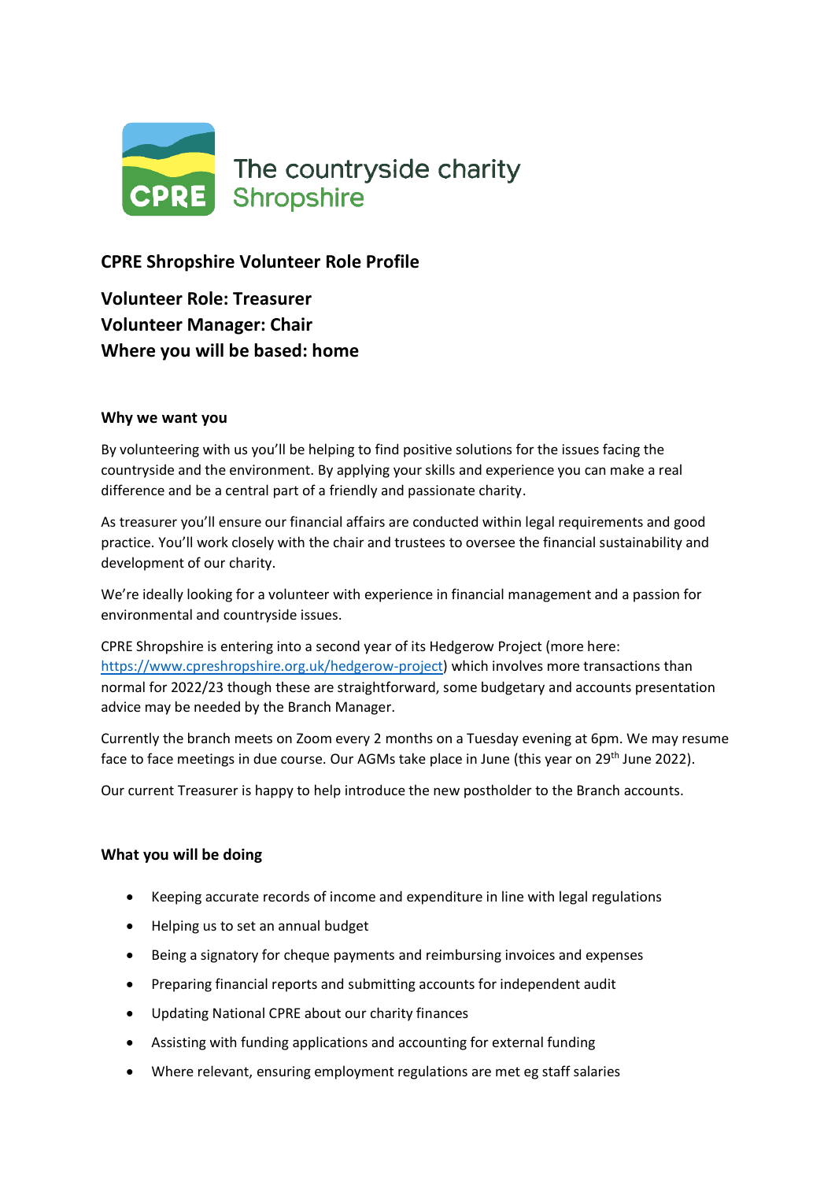The countryside charity
Shropshire

## CPRE Shropshire Volunteer Role Profile

**Volunteer Role: Treasurer**
**Volunteer Manager: Chair**
**Where you will be based: home**

### Why we want you

By volunteering with us you'll be helping to find positive solutions for the issues facing the countryside and the environment. By applying your skills and experience you can make a real difference and be a central part of a friendly and passionate charity.

As treasurer you'll ensure our financial affairs are conducted within legal requirements and good practice. You'll work closely with the chair and trustees to oversee the financial sustainability and development of our charity.

We're ideally looking for a volunteer with experience in financial management and a passion for environmental and countryside issues.

CPRE Shropshire is entering into a second year of its Hedgerow Project (more here: https://www.cpreshropshire.org.uk/hedgerow-project) which involves more transactions than normal for 2022/23 though these are straightforward, some budgetary and accounts presentation advice may be needed by the Branch Manager.

Currently the branch meets on Zoom every 2 months on a Tuesday evening at 6pm. We may resume face to face meetings in due course. Our AGMs take place in June (this year on 29th June 2022).

Our current Treasurer is happy to help introduce the new postholder to the Branch accounts.

### What you will be doing

- Keeping accurate records of income and expenditure in line with legal regulations
- Helping us to set an annual budget
- Being a signatory for cheque payments and reimbursing invoices and expenses
- Preparing financial reports and submitting accounts for independent audit
- Updating National CPRE about our charity finances
- Assisting with funding applications and accounting for external funding
- Where relevant, ensuring employment regulations are met eg staff salaries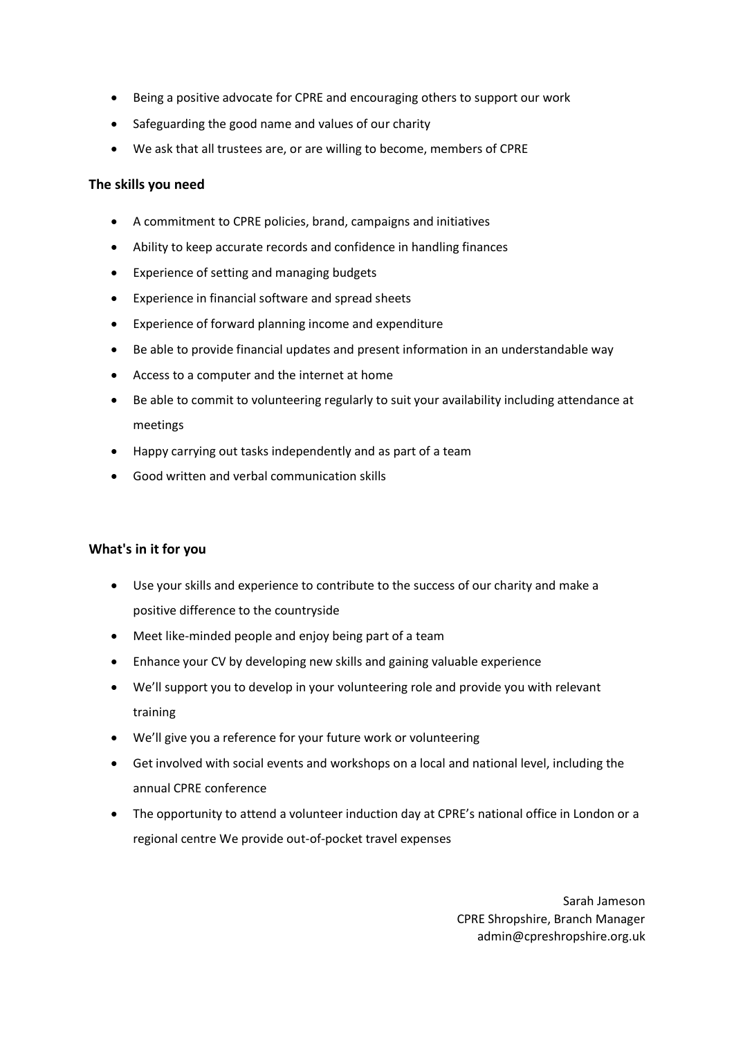- Being a positive advocate for CPRE and encouraging others to support our work
- Safeguarding the good name and values of our charity
- We ask that all trustees are, or are willing to become, members of CPRE

### The skills you need

- A commitment to CPRE policies, brand, campaigns and initiatives
- Ability to keep accurate records and confidence in handling finances
- Experience of setting and managing budgets
- Experience in financial software and spread sheets
- Experience of forward planning income and expenditure
- Be able to provide financial updates and present information in an understandable way
- Access to a computer and the internet at home
- Be able to commit to volunteering regularly to suit your availability including attendance at meetings
- Happy carrying out tasks independently and as part of a team
- Good written and verbal communication skills

### What's in it for you

- Use your skills and experience to contribute to the success of our charity and make a positive difference to the countryside
- Meet like-minded people and enjoy being part of a team
- Enhance your CV by developing new skills and gaining valuable experience
- We'll support you to develop in your volunteering role and provide you with relevant training
- We'll give you a reference for your future work or volunteering
- Get involved with social events and workshops on a local and national level, including the annual CPRE conference
- The opportunity to attend a volunteer induction day at CPRE's national office in London or a regional centre We provide out-of-pocket travel expenses

Sarah Jameson
CPRE Shropshire, Branch Manager
admin@cpreshropshire.org.uk